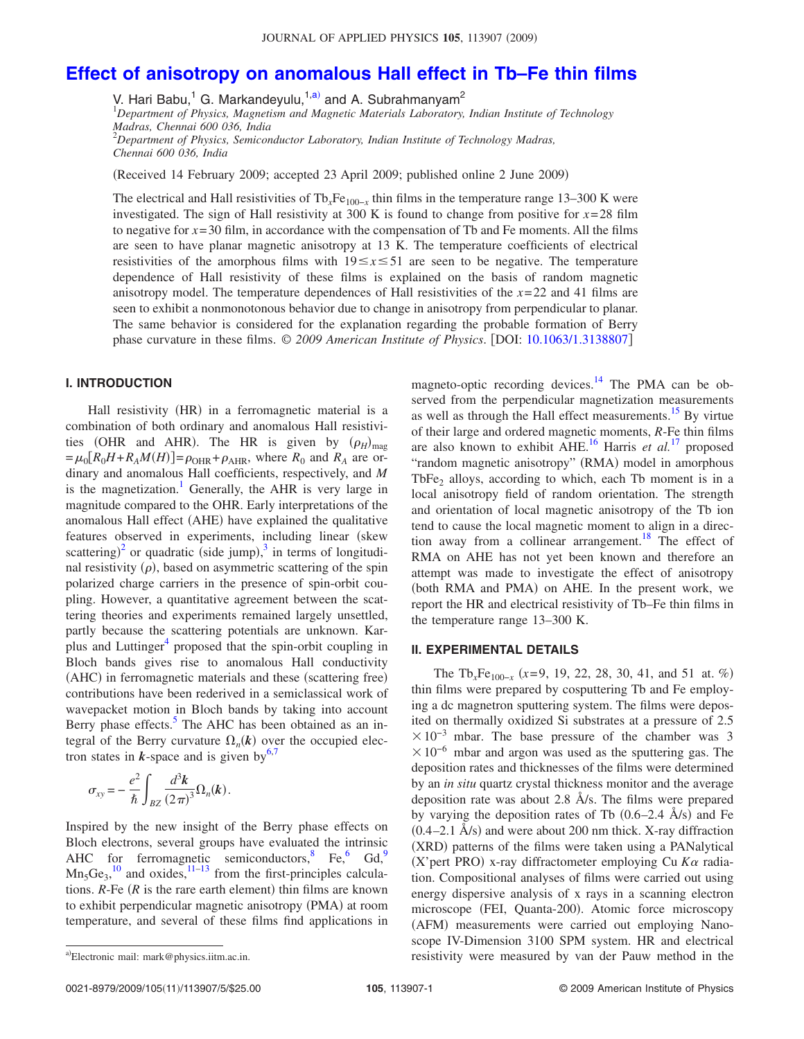# Effect of anisotropy on anomalous Hall effect in Tb–Fe thin films

V. Hari Babu,[1] G. Markandeyulu,[1,a)] and A. Subrahmanyam[2]

[1]*Department of Physics, Magnetism and Magnetic Materials Laboratory, Indian Institute of Technology Madras, Chennai 600 036, India*

[2]*Department of Physics, Semiconductor Laboratory, Indian Institute of Technology Madras, Chennai 600 036, India*

(Received 14 February 2009; accepted 23 April 2009; published online 2 June 2009)

The electrical and Hall resistivities of $Tb_xFe_{100-x}$ thin films in the temperature range 13–300 K were investigated. The sign of Hall resistivity at 300 K is found to change from positive for $x=28$ film to negative for $x=30$ film, in accordance with the compensation of Tb and Fe moments. All the films are seen to have planar magnetic anisotropy at 13 K. The temperature coefficients of electrical resistivities of the amorphous films with $19 \leq x \leq 51$ are seen to be negative. The temperature dependence of Hall resistivity of these films is explained on the basis of random magnetic anisotropy model. The temperature dependences of Hall resistivities of the $x=22$ and 41 films are seen to exhibit a nonmonotonous behavior due to change in anisotropy from perpendicular to planar. The same behavior is considered for the explanation regarding the probable formation of Berry phase curvature in these films. *© 2009 American Institute of Physics*. [DOI: 10.1063/1.3138807]

## I. INTRODUCTION

Hall resistivity (HR) in a ferromagnetic material is a combination of both ordinary and anomalous Hall resistivities (OHR and AHR). The HR is given by $(\rho_H)_{mag} = \mu_0[R_0H + R_AM(H)] = \rho_{OHR} + \rho_{AHR}$, where $R_0$ and $R_A$ are ordinary and anomalous Hall coefficients, respectively, and $M$ is the magnetization.[1] Generally, the AHR is very large in magnitude compared to the OHR. Early interpretations of the anomalous Hall effect (AHE) have explained the qualitative features observed in experiments, including linear (skew scattering)[2] or quadratic (side jump),[3] in terms of longitudinal resistivity ($\rho$), based on asymmetric scattering of the spin polarized charge carriers in the presence of spin-orbit coupling. However, a quantitative agreement between the scattering theories and experiments remained largely unsettled, partly because the scattering potentials are unknown. Karplus and Luttinger[4] proposed that the spin-orbit coupling in Bloch bands gives rise to anomalous Hall conductivity (AHC) in ferromagnetic materials and these (scattering free) contributions have been rederived in a semiclassical work of wavepacket motion in Bloch bands by taking into account Berry phase effects.[5] The AHC has been obtained as an integral of the Berry curvature $\Omega_n(\boldsymbol{k})$ over the occupied electron states in $\boldsymbol{k}$-space and is given by[6,7]

$$\sigma_{xy} = -\frac{e^2}{\hbar}\int_{BZ}\frac{d^3\boldsymbol{k}}{(2\pi)^3}\Omega_n(\boldsymbol{k}).$$

Inspired by the new insight of the Berry phase effects on Bloch electrons, several groups have evaluated the intrinsic AHC for ferromagnetic semiconductors,[8] Fe,[6] Gd,[9] $Mn_5Ge_3$,[10] and oxides,[11–13] from the first-principles calculations. *R*-Fe (*R* is the rare earth element) thin films are known to exhibit perpendicular magnetic anisotropy (PMA) at room temperature, and several of these films find applications in magneto-optic recording devices.[14] The PMA can be observed from the perpendicular magnetization measurements as well as through the Hall effect measurements.[15] By virtue of their large and ordered magnetic moments, *R*-Fe thin films are also known to exhibit AHE.[16] Harris *et al.*[17] proposed "random magnetic anisotropy" (RMA) model in amorphous $TbFe_2$ alloys, according to which, each Tb moment is in a local anisotropy field of random orientation. The strength and orientation of local magnetic anisotropy of the Tb ion tend to cause the local magnetic moment to align in a direction away from a collinear arrangement.[18] The effect of RMA on AHE has not yet been known and therefore an attempt was made to investigate the effect of anisotropy (both RMA and PMA) on AHE. In the present work, we report the HR and electrical resistivity of Tb–Fe thin films in the temperature range 13–300 K.

## II. EXPERIMENTAL DETAILS

The $Tb_xFe_{100-x}$ ($x=9$, 19, 22, 28, 30, 41, and 51 at. %) thin films were prepared by cosputtering Tb and Fe employing a dc magnetron sputtering system. The films were deposited on thermally oxidized Si substrates at a pressure of $2.5 \times 10^{-3}$ mbar. The base pressure of the chamber was $3 \times 10^{-6}$ mbar and argon was used as the sputtering gas. The deposition rates and thicknesses of the films were determined by an *in situ* quartz crystal thickness monitor and the average deposition rate was about 2.8 Å/s. The films were prepared by varying the deposition rates of Tb (0.6–2.4 Å/s) and Fe (0.4–2.1 Å/s) and were about 200 nm thick. X-ray diffraction (XRD) patterns of the films were taken using a PANalytical (X'pert PRO) x-ray diffractometer employing Cu $K\alpha$ radiation. Compositional analyses of films were carried out using energy dispersive analysis of x rays in a scanning electron microscope (FEI, Quanta-200). Atomic force microscopy (AFM) measurements were carried out employing Nanoscope IV-Dimension 3100 SPM system. HR and electrical resistivity were measured by van der Pauw method in the

a)Electronic mail: mark@physics.iitm.ac.in.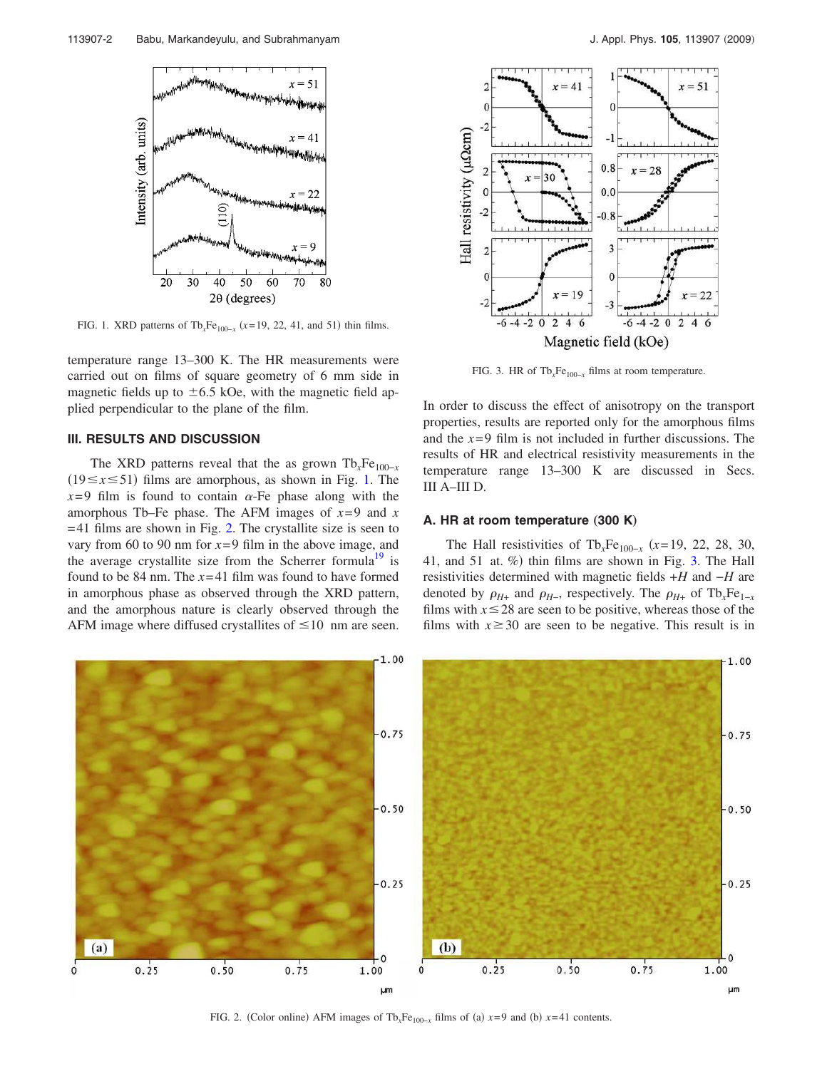FIG. 1. XRD patterns of $Tb_xFe_{100-x}$ ($x$=19, 22, 41, and 51) thin films.

temperature range 13–300 K. The HR measurements were carried out on films of square geometry of 6 mm side in magnetic fields up to ±6.5 kOe, with the magnetic field applied perpendicular to the plane of the film.

## III. RESULTS AND DISCUSSION

The XRD patterns reveal that the as grown $Tb_xFe_{100-x}$ ($19 \leq x \leq 51$) films are amorphous, as shown in Fig. 1. The $x$=9 film is found to contain $\alpha$-Fe phase along with the amorphous Tb–Fe phase. The AFM images of $x$=9 and $x$=41 films are shown in Fig. 2. The crystallite size is seen to vary from 60 to 90 nm for $x$=9 film in the above image, and the average crystallite size from the Scherrer formula[19] is found to be 84 nm. The $x$=41 film was found to have formed in amorphous phase as observed through the XRD pattern, and the amorphous nature is clearly observed through the AFM image where diffused crystallites of ≤10 nm are seen.

FIG. 3. HR of $Tb_xFe_{100-x}$ films at room temperature.

In order to discuss the effect of anisotropy on the transport properties, results are reported only for the amorphous films and the $x$=9 film is not included in further discussions. The results of HR and electrical resistivity measurements in the temperature range 13–300 K are discussed in Secs. III A–III D.

### A. HR at room temperature (300 K)

The Hall resistivities of $Tb_xFe_{100-x}$ ($x$=19, 22, 28, 30, 41, and 51 at. %) thin films are shown in Fig. 3. The Hall resistivities determined with magnetic fields $+H$ and $-H$ are denoted by $\rho_{H+}$ and $\rho_{H-}$, respectively. The $\rho_{H+}$ of $Tb_xFe_{1-x}$ films with $x \leq 28$ are seen to be positive, whereas those of the films with $x \geq 30$ are seen to be negative. This result is in

FIG. 2. (Color online) AFM images of $Tb_xFe_{100-x}$ films of (a) $x$=9 and (b) $x$=41 contents.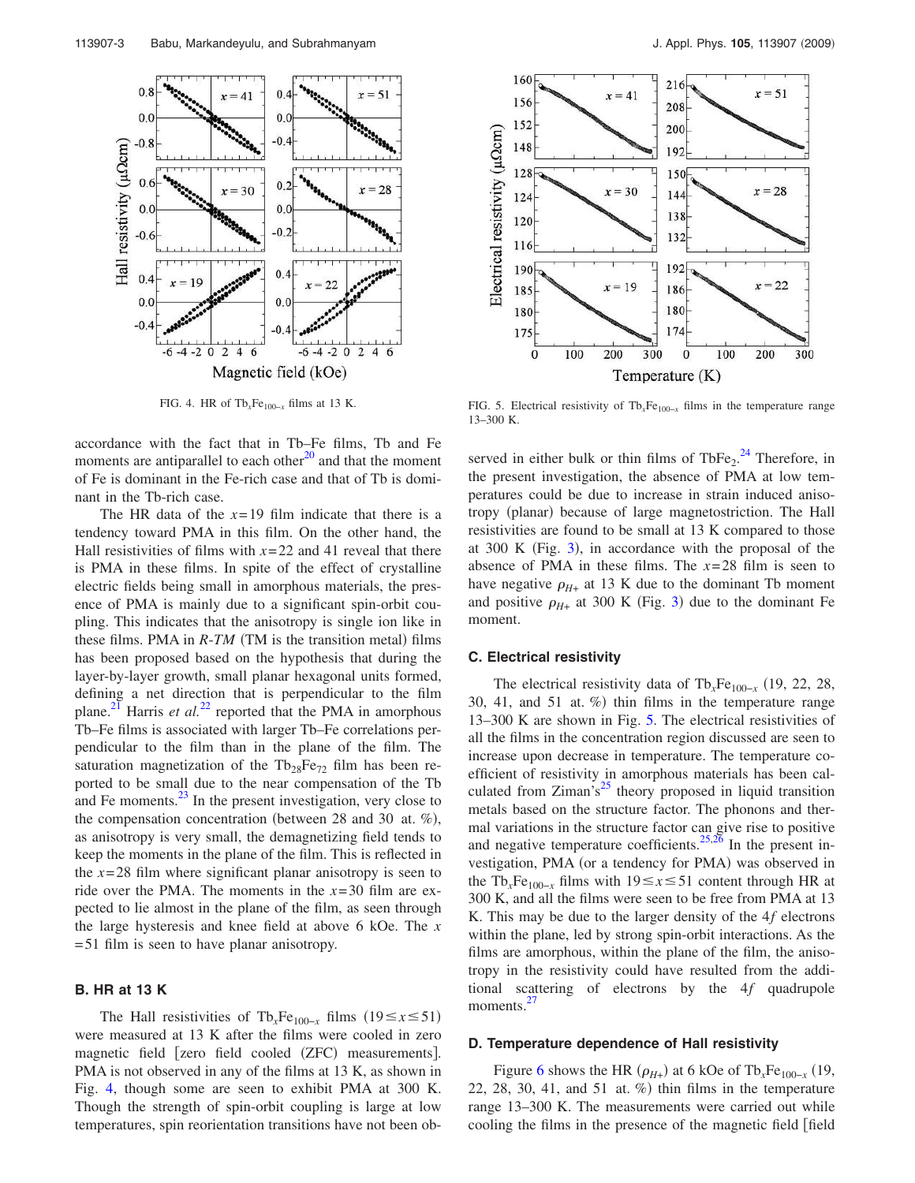FIG. 4. HR of $Tb_xFe_{100-x}$ films at 13 K.

FIG. 5. Electrical resistivity of $Tb_xFe_{100-x}$ films in the temperature range 13–300 K.

accordance with the fact that in Tb–Fe films, Tb and Fe moments are antiparallel to each other[20] and that the moment of Fe is dominant in the Fe-rich case and that of Tb is dominant in the Tb-rich case.

The HR data of the $x=19$ film indicate that there is a tendency toward PMA in this film. On the other hand, the Hall resistivities of films with $x=22$ and 41 reveal that there is PMA in these films. In spite of the effect of crystalline electric fields being small in amorphous materials, the presence of PMA is mainly due to a significant spin-orbit coupling. This indicates that the anisotropy is single ion like in these films. PMA in *R-TM* (TM is the transition metal) films has been proposed based on the hypothesis that during the layer-by-layer growth, small planar hexagonal units formed, defining a net direction that is perpendicular to the film plane.[21] Harris *et al.*[22] reported that the PMA in amorphous Tb–Fe films is associated with larger Tb–Fe correlations perpendicular to the film than in the plane of the film. The saturation magnetization of the $Tb_{28}Fe_{72}$ film has been reported to be small due to the near compensation of the Tb and Fe moments.[23] In the present investigation, very close to the compensation concentration (between 28 and 30 at. %), as anisotropy is very small, the demagnetizing field tends to keep the moments in the plane of the film. This is reflected in the $x=28$ film where significant planar anisotropy is seen to ride over the PMA. The moments in the $x=30$ film are expected to lie almost in the plane of the film, as seen through the large hysteresis and knee field at above 6 kOe. The $x=51$ film is seen to have planar anisotropy.

### B. HR at 13 K

The Hall resistivities of $Tb_xFe_{100-x}$ films $(19\leq x\leq 51)$ were measured at 13 K after the films were cooled in zero magnetic field [zero field cooled (ZFC) measurements]. PMA is not observed in any of the films at 13 K, as shown in Fig. 4, though some are seen to exhibit PMA at 300 K. Though the strength of spin-orbit coupling is large at low temperatures, spin reorientation transitions have not been observed in either bulk or thin films of $TbFe_2$.[24] Therefore, in the present investigation, the absence of PMA at low temperatures could be due to increase in strain induced anisotropy (planar) because of large magnetostriction. The Hall resistivities are found to be small at 13 K compared to those at 300 K (Fig. 3), in accordance with the proposal of the absence of PMA in these films. The $x=28$ film is seen to have negative $\rho_{H+}$ at 13 K due to the dominant Tb moment and positive $\rho_{H+}$ at 300 K (Fig. 3) due to the dominant Fe moment.

### C. Electrical resistivity

The electrical resistivity data of $Tb_xFe_{100-x}$ (19, 22, 28, 30, 41, and 51 at. %) thin films in the temperature range 13–300 K are shown in Fig. 5. The electrical resistivities of all the films in the concentration region discussed are seen to increase upon decrease in temperature. The temperature coefficient of resistivity in amorphous materials has been calculated from Ziman's[25] theory proposed in liquid transition metals based on the structure factor. The phonons and thermal variations in the structure factor can give rise to positive and negative temperature coefficients.[25,26] In the present investigation, PMA (or a tendency for PMA) was observed in the $Tb_xFe_{100-x}$ films with $19\leq x\leq 51$ content through HR at 300 K, and all the films were seen to be free from PMA at 13 K. This may be due to the larger density of the 4*f* electrons within the plane, led by strong spin-orbit interactions. As the films are amorphous, within the plane of the film, the anisotropy in the resistivity could have resulted from the additional scattering of electrons by the 4*f* quadrupole moments.[27]

### D. Temperature dependence of Hall resistivity

Figure 6 shows the HR $(\rho_{H+})$ at 6 kOe of $Tb_xFe_{100-x}$ (19, 22, 28, 30, 41, and 51 at. %) thin films in the temperature range 13–300 K. The measurements were carried out while cooling the films in the presence of the magnetic field [field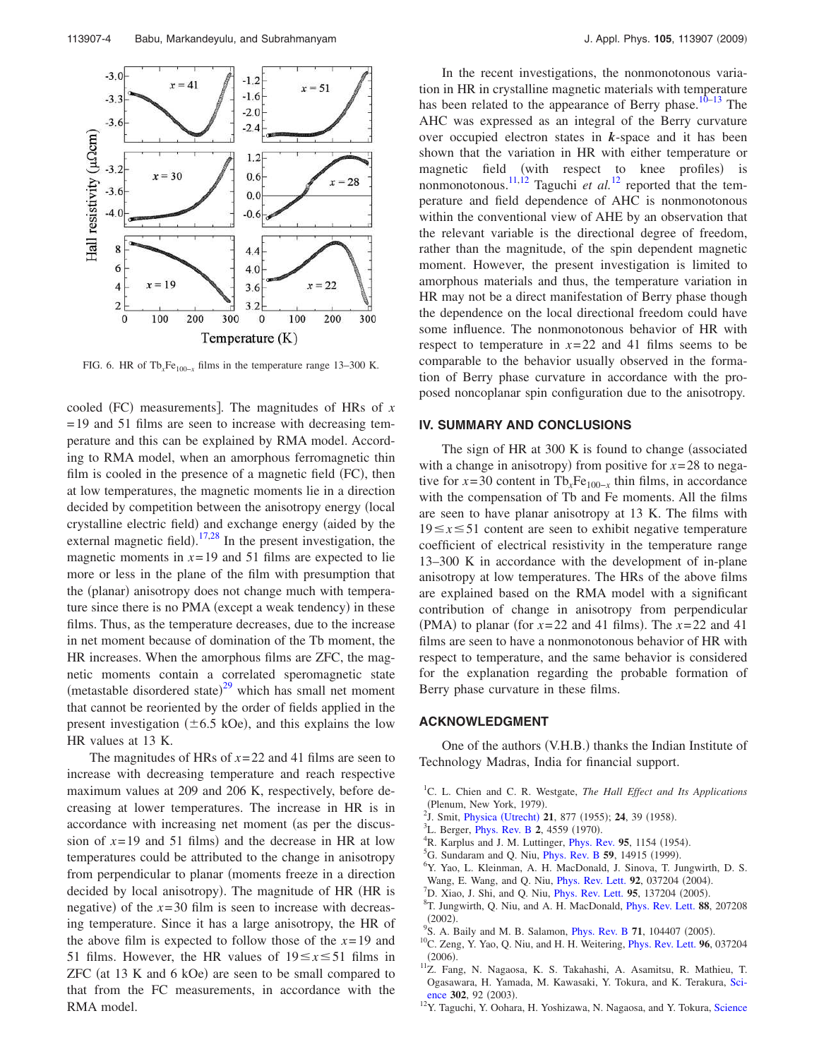FIG. 6. HR of $Tb_xFe_{100-x}$ films in the temperature range 13–300 K.

cooled (FC) measurements]. The magnitudes of HRs of $x=19$ and 51 films are seen to increase with decreasing temperature and this can be explained by RMA model. According to RMA model, when an amorphous ferromagnetic thin film is cooled in the presence of a magnetic field (FC), then at low temperatures, the magnetic moments lie in a direction decided by competition between the anisotropy energy (local crystalline electric field) and exchange energy (aided by the external magnetic field).[17,28] In the present investigation, the magnetic moments in $x=19$ and 51 films are expected to lie more or less in the plane of the film with presumption that the (planar) anisotropy does not change much with temperature since there is no PMA (except a weak tendency) in these films. Thus, as the temperature decreases, due to the increase in net moment because of domination of the Tb moment, the HR increases. When the amorphous films are ZFC, the magnetic moments contain a correlated speromagnetic state (metastable disordered state)[29] which has small net moment that cannot be reoriented by the order of fields applied in the present investigation ($\pm 6.5$ kOe), and this explains the low HR values at 13 K.

The magnitudes of HRs of $x=22$ and 41 films are seen to increase with decreasing temperature and reach respective maximum values at 209 and 206 K, respectively, before decreasing at lower temperatures. The increase in HR is in accordance with increasing net moment (as per the discussion of $x=19$ and 51 films) and the decrease in HR at low temperatures could be attributed to the change in anisotropy from perpendicular to planar (moments freeze in a direction decided by local anisotropy). The magnitude of HR (HR is negative) of the $x=30$ film is seen to increase with decreasing temperature. Since it has a large anisotropy, the HR of the above film is expected to follow those of the $x=19$ and 51 films. However, the HR values of $19 \leq x \leq 51$ films in ZFC (at 13 K and 6 kOe) are seen to be small compared to that from the FC measurements, in accordance with the RMA model.

In the recent investigations, the nonmonotonous variation in HR in crystalline magnetic materials with temperature has been related to the appearance of Berry phase.[10–13] The AHC was expressed as an integral of the Berry curvature over occupied electron states in $\boldsymbol{k}$-space and it has been shown that the variation in HR with either temperature or magnetic field (with respect to knee profiles) is nonmonotonous.[11,12] Taguchi *et al.*[12] reported that the temperature and field dependence of AHC is nonmonotonous within the conventional view of AHE by an observation that the relevant variable is the directional degree of freedom, rather than the magnitude, of the spin dependent magnetic moment. However, the present investigation is limited to amorphous materials and thus, the temperature variation in HR may not be a direct manifestation of Berry phase though the dependence on the local directional freedom could have some influence. The nonmonotonous behavior of HR with respect to temperature in $x=22$ and 41 films seems to be comparable to the behavior usually observed in the formation of Berry phase curvature in accordance with the proposed noncoplanar spin configuration due to the anisotropy.

## IV. SUMMARY AND CONCLUSIONS

The sign of HR at 300 K is found to change (associated with a change in anisotropy) from positive for $x=28$ to negative for $x=30$ content in $Tb_xFe_{100-x}$ thin films, in accordance with the compensation of Tb and Fe moments. All the films are seen to have planar anisotropy at 13 K. The films with $19 \leq x \leq 51$ content are seen to exhibit negative temperature coefficient of electrical resistivity in the temperature range 13–300 K in accordance with the development of in-plane anisotropy at low temperatures. The HRs of the above films are explained based on the RMA model with a significant contribution of change in anisotropy from perpendicular (PMA) to planar (for $x=22$ and 41 films). The $x=22$ and 41 films are seen to have a nonmonotonous behavior of HR with respect to temperature, and the same behavior is considered for the explanation regarding the probable formation of Berry phase curvature in these films.

## ACKNOWLEDGMENT

One of the authors (V.H.B.) thanks the Indian Institute of Technology Madras, India for financial support.

[1] C. L. Chien and C. R. Westgate, *The Hall Effect and Its Applications* (Plenum, New York, 1979).
[2] J. Smit, Physica (Utrecht) **21**, 877 (1955); **24**, 39 (1958).
[3] L. Berger, Phys. Rev. B **2**, 4559 (1970).
[4] R. Karplus and J. M. Luttinger, Phys. Rev. **95**, 1154 (1954).
[5] G. Sundaram and Q. Niu, Phys. Rev. B **59**, 14915 (1999).
[6] Y. Yao, L. Kleinman, A. H. MacDonald, J. Sinova, T. Jungwirth, D. S. Wang, E. Wang, and Q. Niu, Phys. Rev. Lett. **92**, 037204 (2004).
[7] D. Xiao, J. Shi, and Q. Niu, Phys. Rev. Lett. **95**, 137204 (2005).
[8] T. Jungwirth, Q. Niu, and A. H. MacDonald, Phys. Rev. Lett. **88**, 207208 (2002).
[9] S. A. Baily and M. B. Salamon, Phys. Rev. B **71**, 104407 (2005).
[10] C. Zeng, Y. Yao, Q. Niu, and H. H. Weitering, Phys. Rev. Lett. **96**, 037204 (2006).
[11] Z. Fang, N. Nagaosa, K. S. Takahashi, A. Asamitsu, R. Mathieu, T. Ogasawara, H. Yamada, M. Kawasaki, Y. Tokura, and K. Terakura, Science **302**, 92 (2003).
[12] Y. Taguchi, Y. Oohara, H. Yoshizawa, N. Nagaosa, and Y. Tokura, Science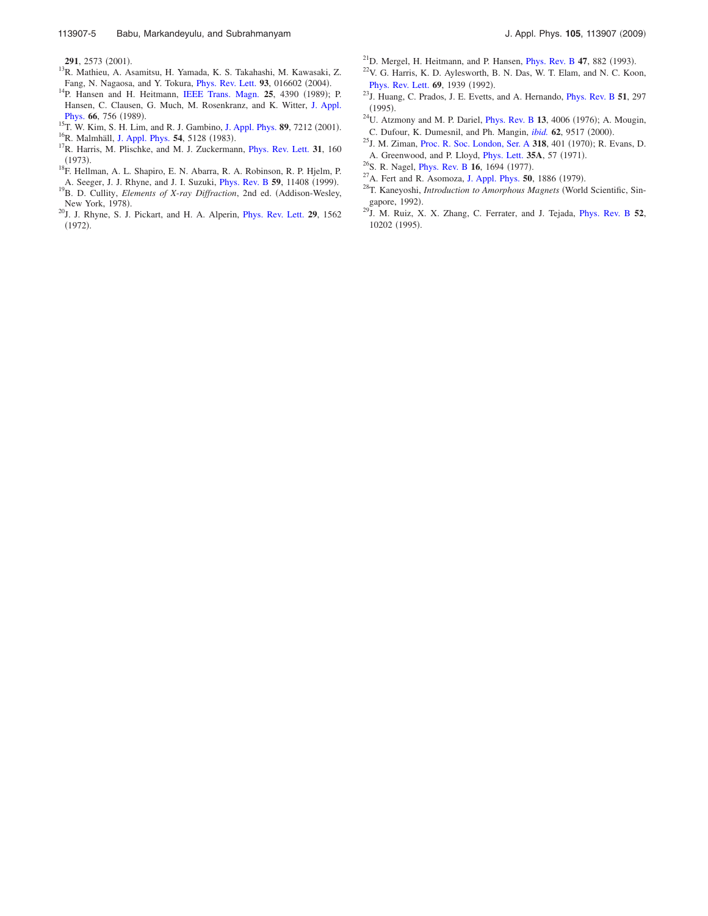**291**, 2573 (2001).

[13] R. Mathieu, A. Asamitsu, H. Yamada, K. S. Takahashi, M. Kawasaki, Z. Fang, N. Nagaosa, and Y. Tokura, Phys. Rev. Lett. **93**, 016602 (2004).

[14] P. Hansen and H. Heitmann, IEEE Trans. Magn. **25**, 4390 (1989); P. Hansen, C. Clausen, G. Much, M. Rosenkranz, and K. Witter, J. Appl. Phys. **66**, 756 (1989).

[15] T. W. Kim, S. H. Lim, and R. J. Gambino, J. Appl. Phys. **89**, 7212 (2001).

[16] R. Malmhäll, J. Appl. Phys. **54**, 5128 (1983).

[17] R. Harris, M. Plischke, and M. J. Zuckermann, Phys. Rev. Lett. **31**, 160 (1973).

[18] F. Hellman, A. L. Shapiro, E. N. Abarra, R. A. Robinson, R. P. Hjelm, P. A. Seeger, J. J. Rhyne, and J. I. Suzuki, Phys. Rev. B **59**, 11408 (1999).

[19] B. D. Cullity, *Elements of X-ray Diffraction*, 2nd ed. (Addison-Wesley, New York, 1978).

[20] J. J. Rhyne, S. J. Pickart, and H. A. Alperin, Phys. Rev. Lett. **29**, 1562 (1972).

[21] D. Mergel, H. Heitmann, and P. Hansen, Phys. Rev. B **47**, 882 (1993).

[22] V. G. Harris, K. D. Aylesworth, B. N. Das, W. T. Elam, and N. C. Koon, Phys. Rev. Lett. **69**, 1939 (1992).

[23] J. Huang, C. Prados, J. E. Evetts, and A. Hernando, Phys. Rev. B **51**, 297 (1995).

[24] U. Atzmony and M. P. Dariel, Phys. Rev. B **13**, 4006 (1976); A. Mougin, C. Dufour, K. Dumesnil, and Ph. Mangin, *ibid.* **62**, 9517 (2000).

[25] J. M. Ziman, Proc. R. Soc. London, Ser. A **318**, 401 (1970); R. Evans, D. A. Greenwood, and P. Lloyd, Phys. Lett. **35A**, 57 (1971).

[26] S. R. Nagel, Phys. Rev. B **16**, 1694 (1977).

[27] A. Fert and R. Asomoza, J. Appl. Phys. **50**, 1886 (1979).

[28] T. Kaneyoshi, *Introduction to Amorphous Magnets* (World Scientific, Singapore, 1992).

[29] J. M. Ruiz, X. X. Zhang, C. Ferrater, and J. Tejada, Phys. Rev. B **52**, 10202 (1995).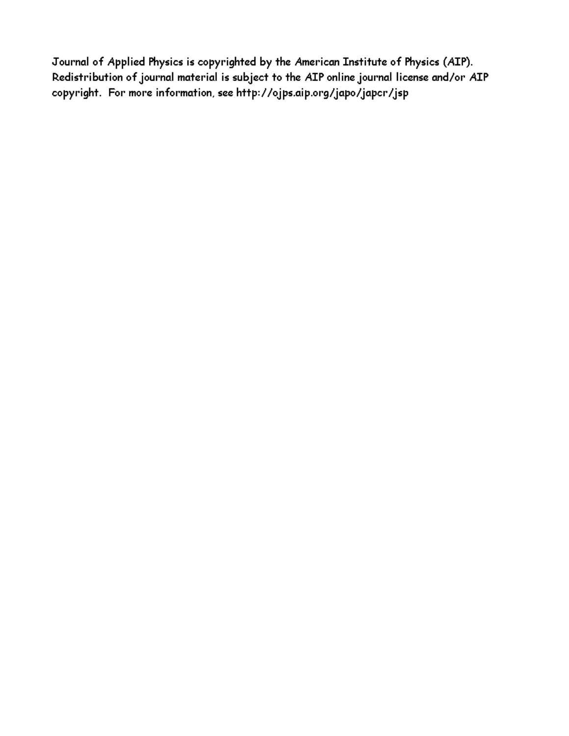Journal of Applied Physics is copyrighted by the American Institute of Physics (AIP). Redistribution of journal material is subject to the AIP online journal license and/or AIP copyright. For more information, see http://ojps.aip.org/japo/japcr/jsp